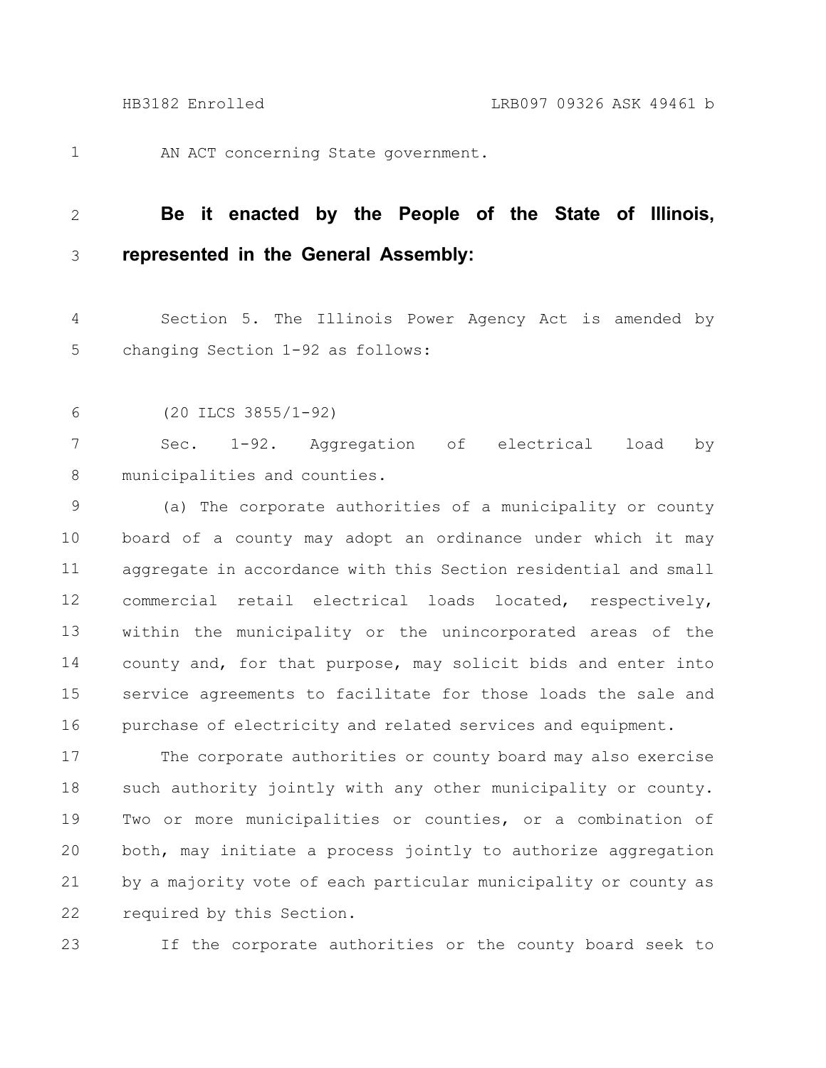AN ACT concerning State government.

**Be it enacted by the People of the State of Illinois, represented in the General Assembly:**

Section 5. The Illinois Power Agency Act is amended by changing Section 1-92 as follows:

(20 ILCS 3855/1-92)

Sec. 1-92. Aggregation of electrical load by municipalities and counties.

(a) The corporate authorities of a municipality or county board of a county may adopt an ordinance under which it may aggregate in accordance with this Section residential and small commercial retail electrical loads located, respectively, within the municipality or the unincorporated areas of the county and, for that purpose, may solicit bids and enter into service agreements to facilitate for those loads the sale and purchase of electricity and related services and equipment.

The corporate authorities or county board may also exercise such authority jointly with any other municipality or county. Two or more municipalities or counties, or a combination of both, may initiate a process jointly to authorize aggregation by a majority vote of each particular municipality or county as required by this Section.

If the corporate authorities or the county board seek to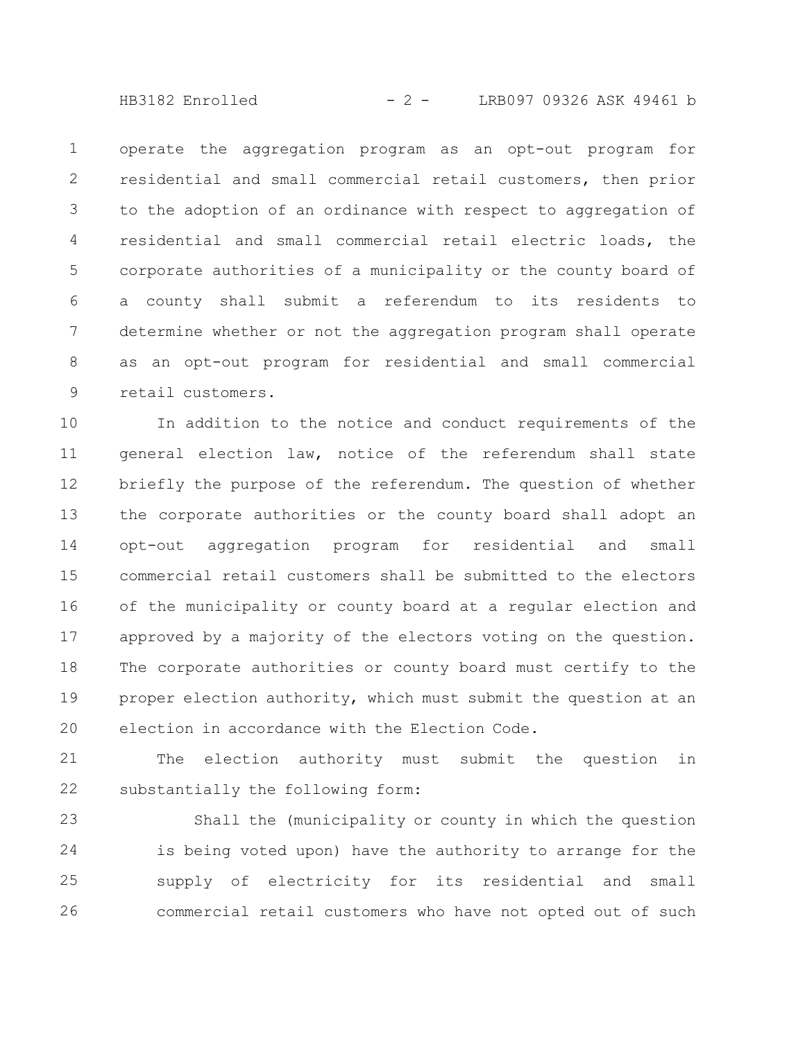operate the aggregation program as an opt-out program for residential and small commercial retail customers, then prior to the adoption of an ordinance with respect to aggregation of residential and small commercial retail electric loads, the corporate authorities of a municipality or the county board of a county shall submit a referendum to its residents to determine whether or not the aggregation program shall operate as an opt-out program for residential and small commercial retail customers.

In addition to the notice and conduct requirements of the general election law, notice of the referendum shall state briefly the purpose of the referendum. The question of whether the corporate authorities or the county board shall adopt an opt-out aggregation program for residential and small commercial retail customers shall be submitted to the electors of the municipality or county board at a regular election and approved by a majority of the electors voting on the question. The corporate authorities or county board must certify to the proper election authority, which must submit the question at an election in accordance with the Election Code.

The election authority must submit the question in substantially the following form:

> Shall the (municipality or county in which the question is being voted upon) have the authority to arrange for the supply of electricity for its residential and small commercial retail customers who have not opted out of such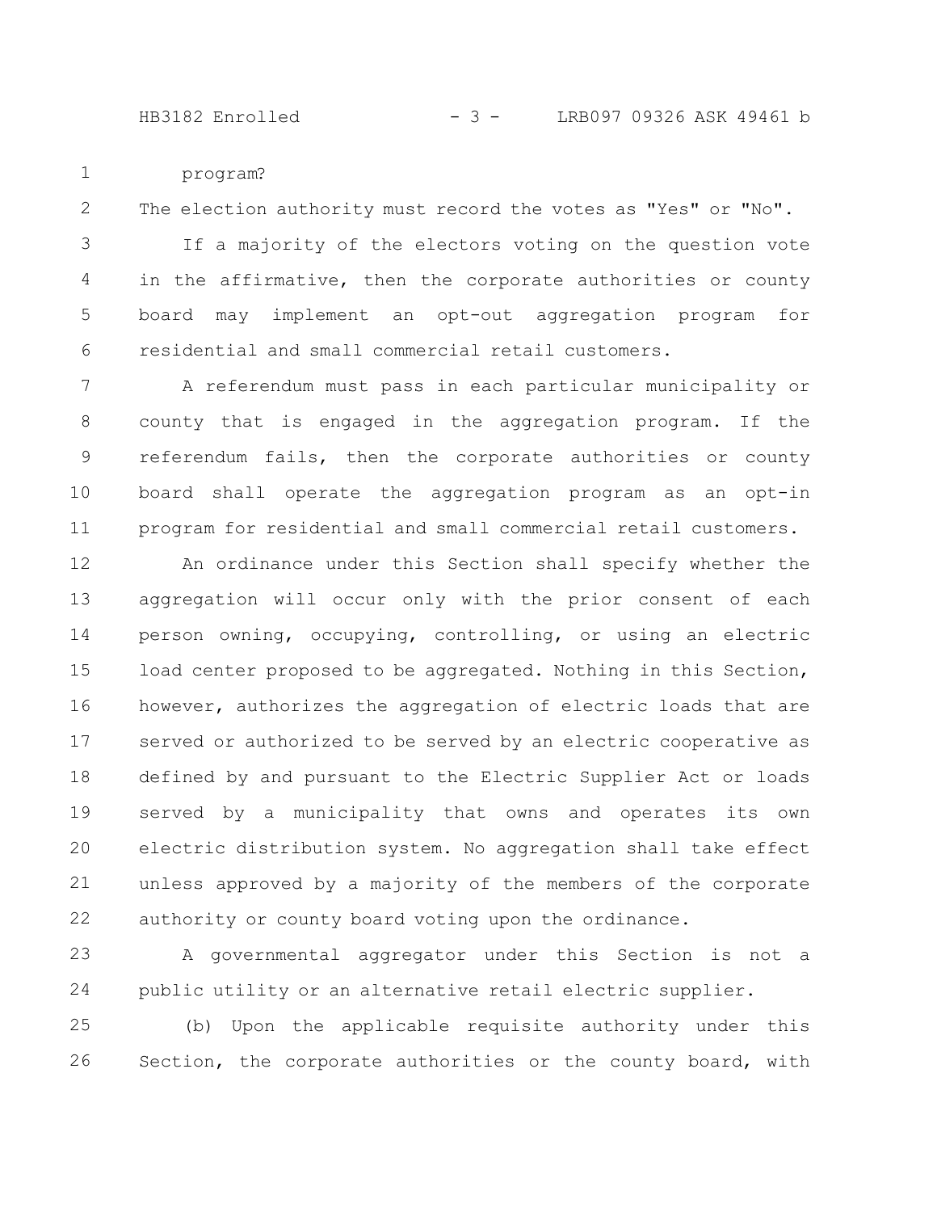program?

The election authority must record the votes as "Yes" or "No".

If a majority of the electors voting on the question vote in the affirmative, then the corporate authorities or county board may implement an opt-out aggregation program for residential and small commercial retail customers.

A referendum must pass in each particular municipality or county that is engaged in the aggregation program. If the referendum fails, then the corporate authorities or county board shall operate the aggregation program as an opt-in program for residential and small commercial retail customers.

An ordinance under this Section shall specify whether the aggregation will occur only with the prior consent of each person owning, occupying, controlling, or using an electric load center proposed to be aggregated. Nothing in this Section, however, authorizes the aggregation of electric loads that are served or authorized to be served by an electric cooperative as defined by and pursuant to the Electric Supplier Act or loads served by a municipality that owns and operates its own electric distribution system. No aggregation shall take effect unless approved by a majority of the members of the corporate authority or county board voting upon the ordinance.

A governmental aggregator under this Section is not a public utility or an alternative retail electric supplier.

(b) Upon the applicable requisite authority under this Section, the corporate authorities or the county board, with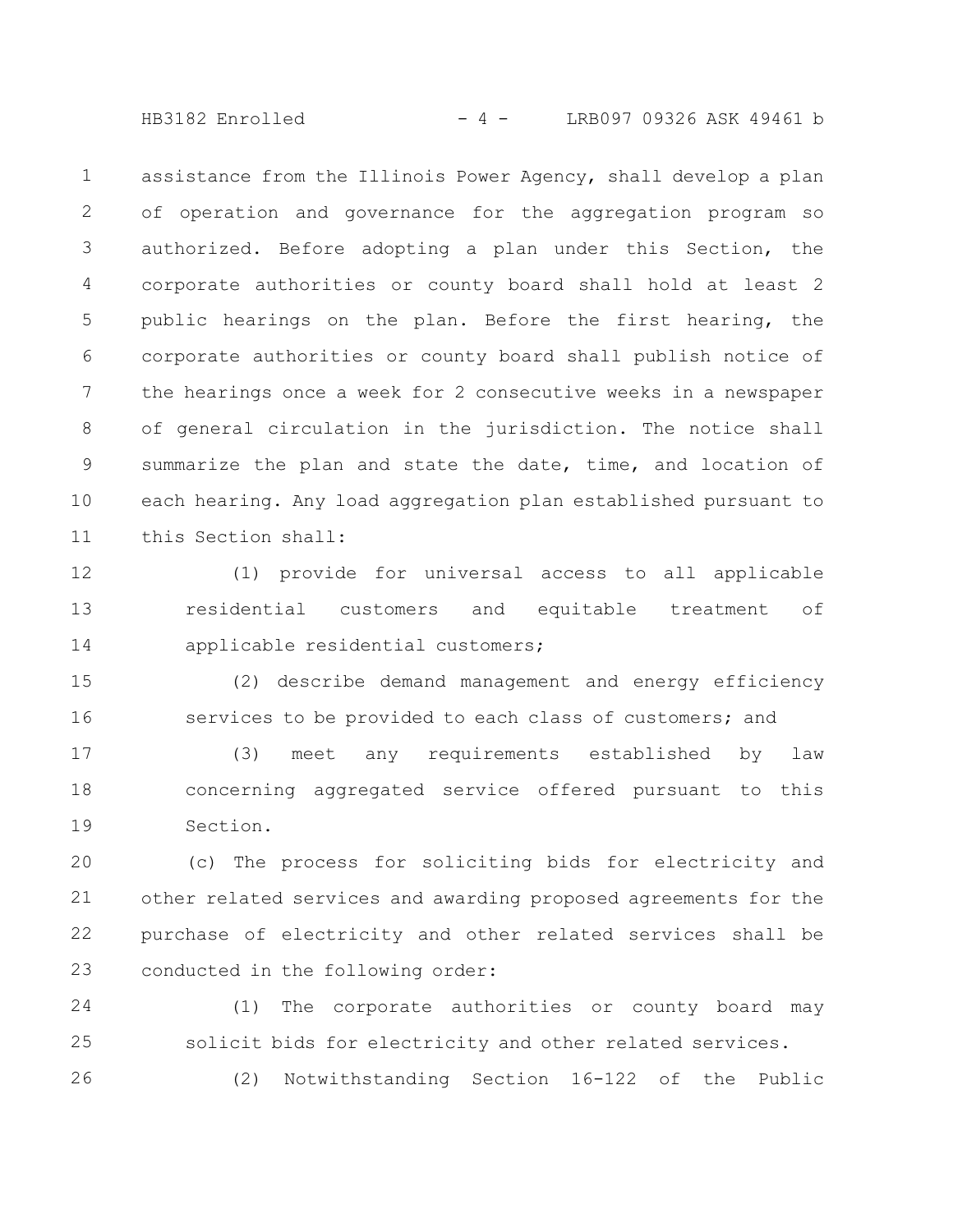assistance from the Illinois Power Agency, shall develop a plan of operation and governance for the aggregation program so authorized. Before adopting a plan under this Section, the corporate authorities or county board shall hold at least 2 public hearings on the plan. Before the first hearing, the corporate authorities or county board shall publish notice of the hearings once a week for 2 consecutive weeks in a newspaper of general circulation in the jurisdiction. The notice shall summarize the plan and state the date, time, and location of each hearing. Any load aggregation plan established pursuant to this Section shall:

(1) provide for universal access to all applicable residential customers and equitable treatment of applicable residential customers;

(2) describe demand management and energy efficiency services to be provided to each class of customers; and

(3) meet any requirements established by law concerning aggregated service offered pursuant to this Section.

(c) The process for soliciting bids for electricity and other related services and awarding proposed agreements for the purchase of electricity and other related services shall be conducted in the following order:

(1) The corporate authorities or county board may solicit bids for electricity and other related services.

(2) Notwithstanding Section 16-122 of the Public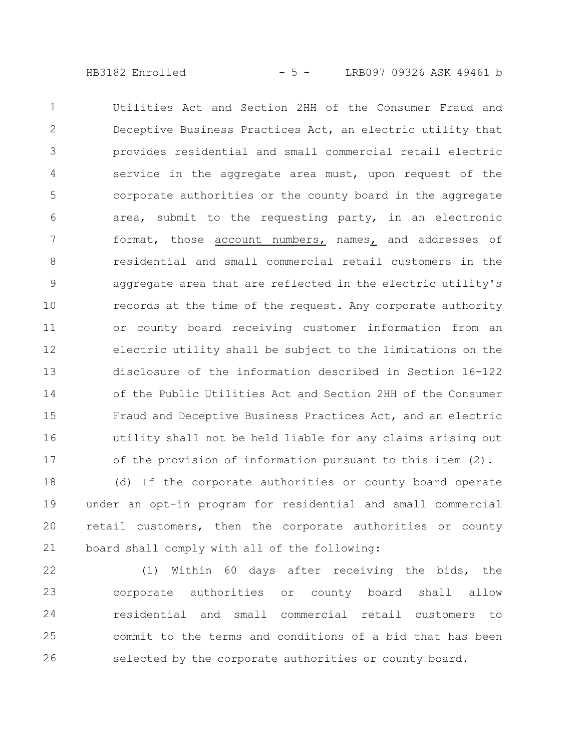Utilities Act and Section 2HH of the Consumer Fraud and Deceptive Business Practices Act, an electric utility that provides residential and small commercial retail electric service in the aggregate area must, upon request of the corporate authorities or the county board in the aggregate area, submit to the requesting party, in an electronic format, those account numbers, names, and addresses of residential and small commercial retail customers in the aggregate area that are reflected in the electric utility's records at the time of the request. Any corporate authority or county board receiving customer information from an electric utility shall be subject to the limitations on the disclosure of the information described in Section 16-122 of the Public Utilities Act and Section 2HH of the Consumer Fraud and Deceptive Business Practices Act, and an electric utility shall not be held liable for any claims arising out of the provision of information pursuant to this item (2).

(d) If the corporate authorities or county board operate under an opt-in program for residential and small commercial retail customers, then the corporate authorities or county board shall comply with all of the following:

(1) Within 60 days after receiving the bids, the corporate authorities or county board shall allow residential and small commercial retail customers to commit to the terms and conditions of a bid that has been selected by the corporate authorities or county board.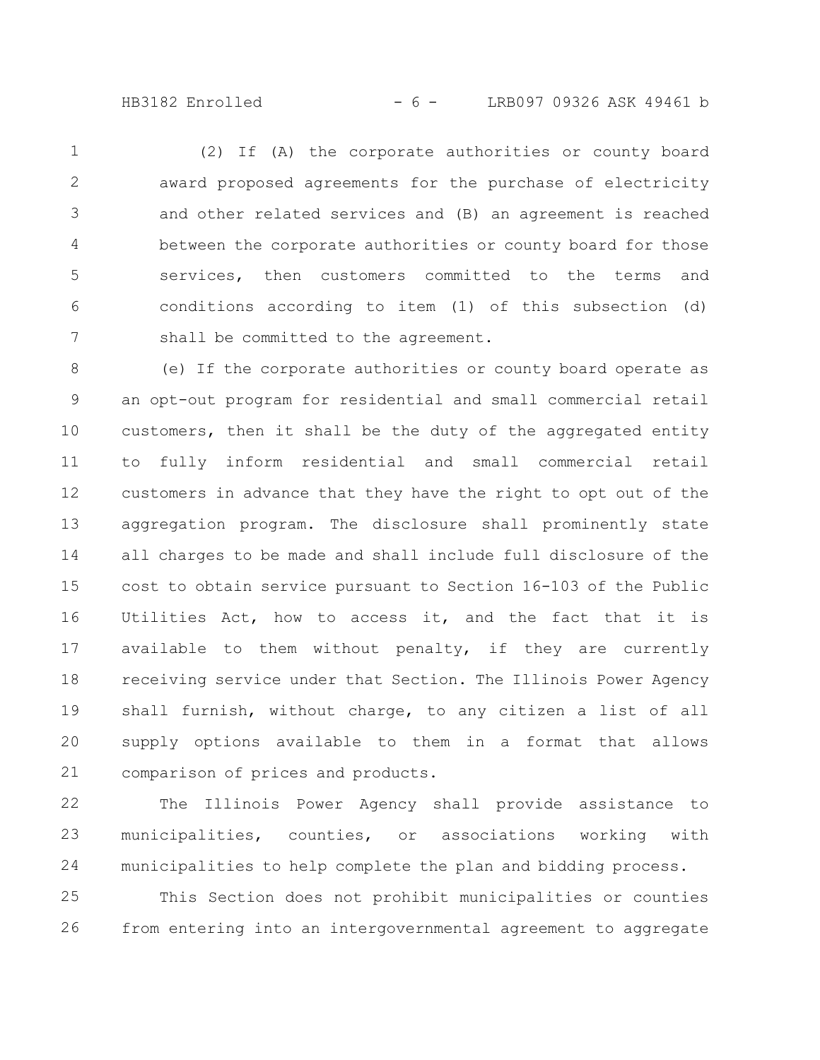(2) If (A) the corporate authorities or county board award proposed agreements for the purchase of electricity and other related services and (B) an agreement is reached between the corporate authorities or county board for those services, then customers committed to the terms and conditions according to item (1) of this subsection (d) shall be committed to the agreement.

(e) If the corporate authorities or county board operate as an opt-out program for residential and small commercial retail customers, then it shall be the duty of the aggregated entity to fully inform residential and small commercial retail customers in advance that they have the right to opt out of the aggregation program. The disclosure shall prominently state all charges to be made and shall include full disclosure of the cost to obtain service pursuant to Section 16-103 of the Public Utilities Act, how to access it, and the fact that it is available to them without penalty, if they are currently receiving service under that Section. The Illinois Power Agency shall furnish, without charge, to any citizen a list of all supply options available to them in a format that allows comparison of prices and products.

The Illinois Power Agency shall provide assistance to municipalities, counties, or associations working with municipalities to help complete the plan and bidding process.

This Section does not prohibit municipalities or counties from entering into an intergovernmental agreement to aggregate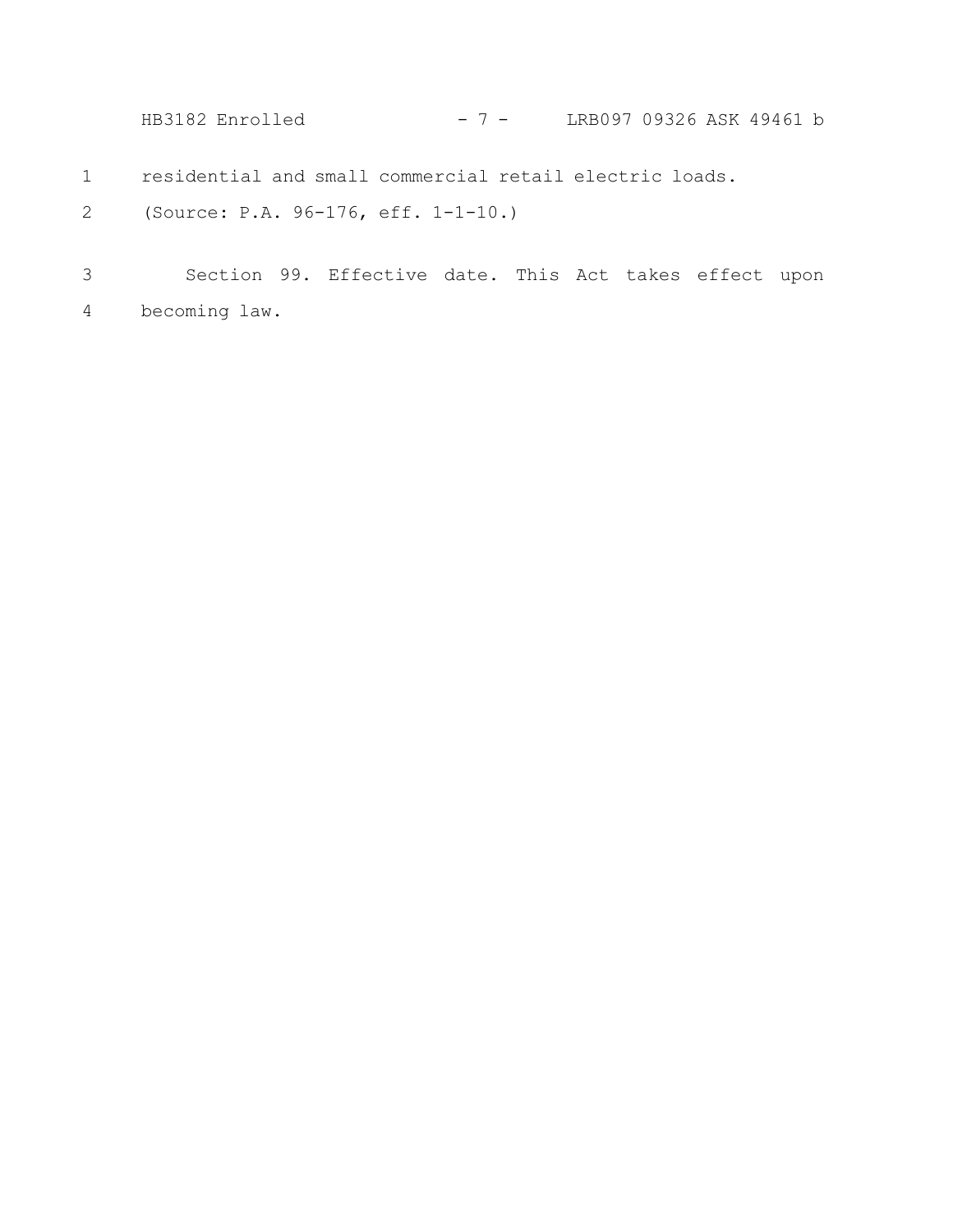residential and small commercial retail electric loads.
(Source: P.A. 96-176, eff. 1-1-10.)

Section 99. Effective date. This Act takes effect upon becoming law.